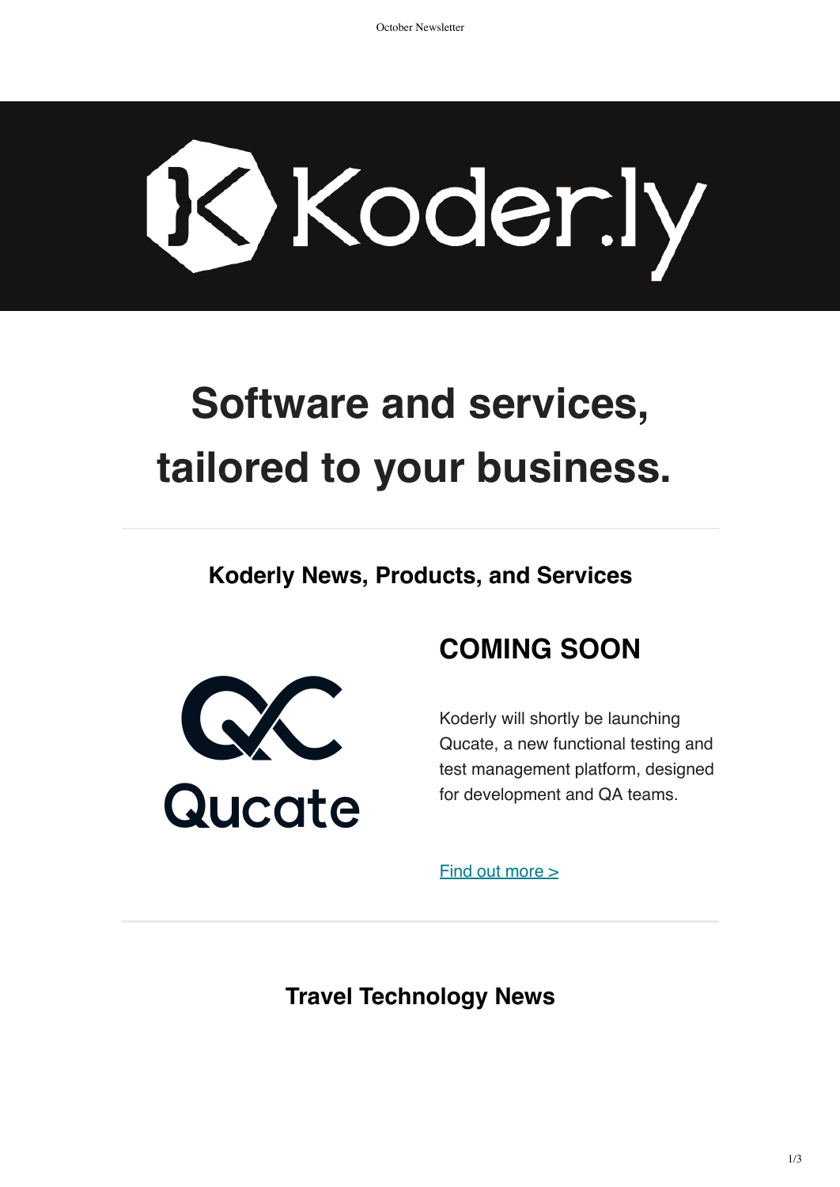# Software and services, tailored to your business.

---

## Koderly News, Products, and Services

### COMING SOON

Koderly will shortly be launching Qucate, a new functional testing and test management platform, designed for development and QA teams.

Find out more >

---

## Travel Technology News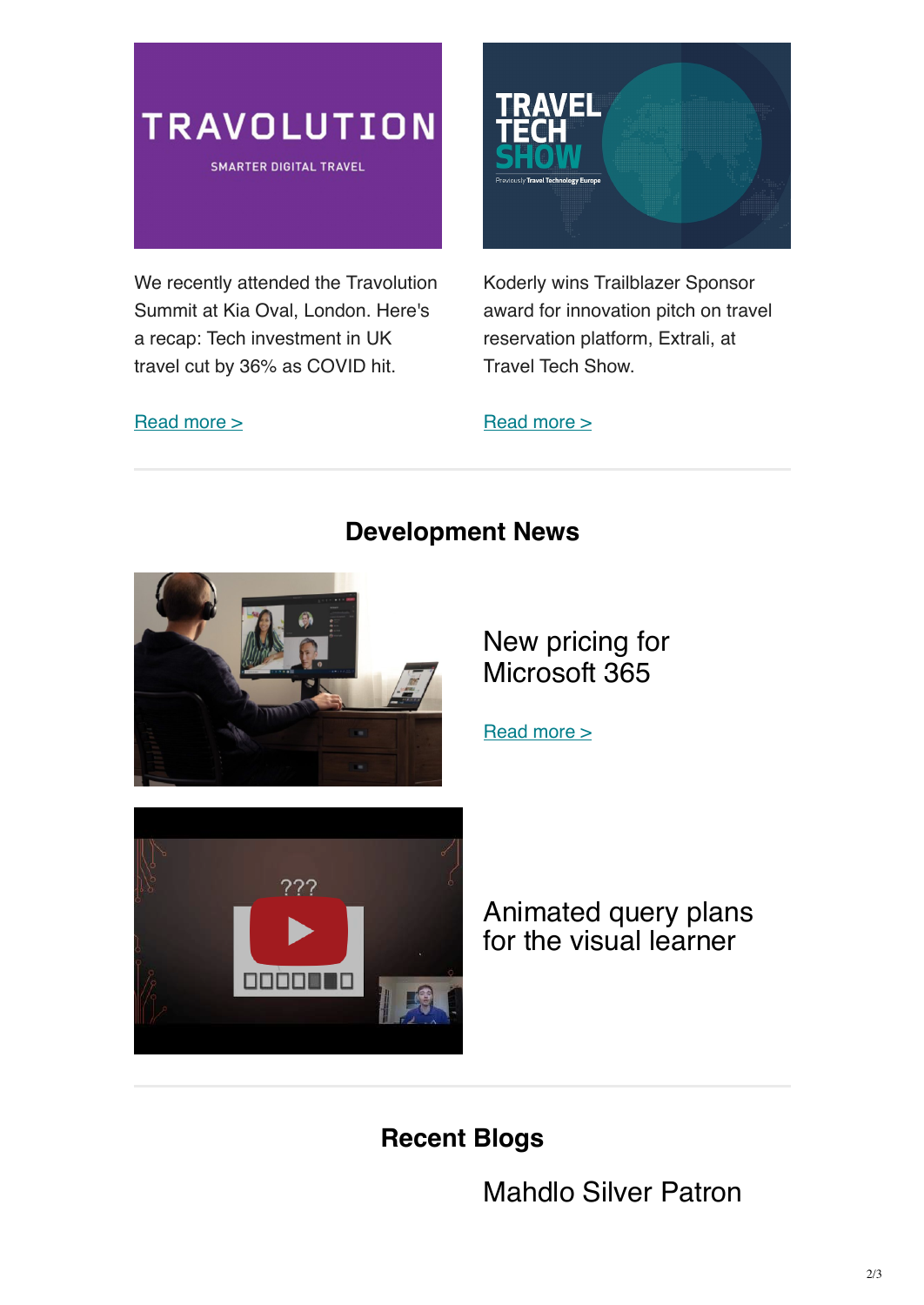We recently attended the Travolution Summit at Kia Oval, London. Here's a recap: Tech investment in UK travel cut by 36% as COVID hit.

Read more >

Koderly wins Trailblazer Sponsor award for innovation pitch on travel reservation platform, Extrali, at Travel Tech Show.

Read more >

## Development News

### New pricing for Microsoft 365

Read more >

### Animated query plans for the visual learner

## Recent Blogs

### Mahdlo Silver Patron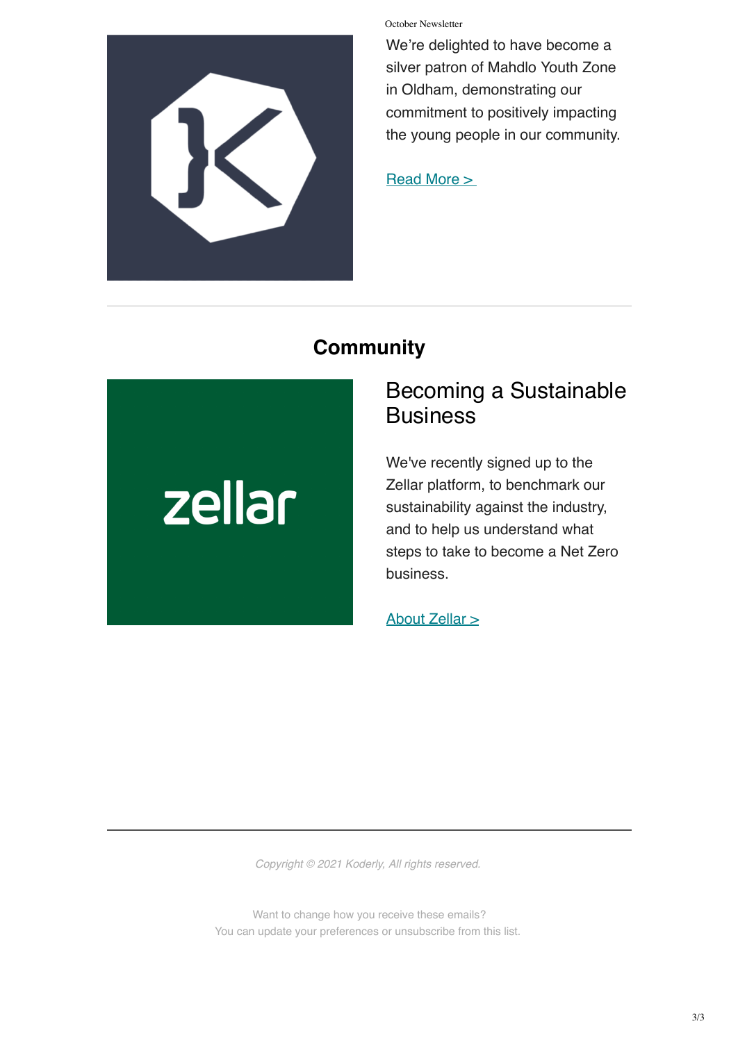October Newsletter

We're delighted to have become a silver patron of Mahdlo Youth Zone in Oldham, demonstrating our commitment to positively impacting the young people in our community.

Read More >

## Community

### Becoming a Sustainable Business

We've recently signed up to the Zellar platform, to benchmark our sustainability against the industry, and to help us understand what steps to take to become a Net Zero business.

About Zellar >

---

*Copyright © 2021 Koderly, All rights reserved.*

Want to change how you receive these emails?
You can update your preferences or unsubscribe from this list.